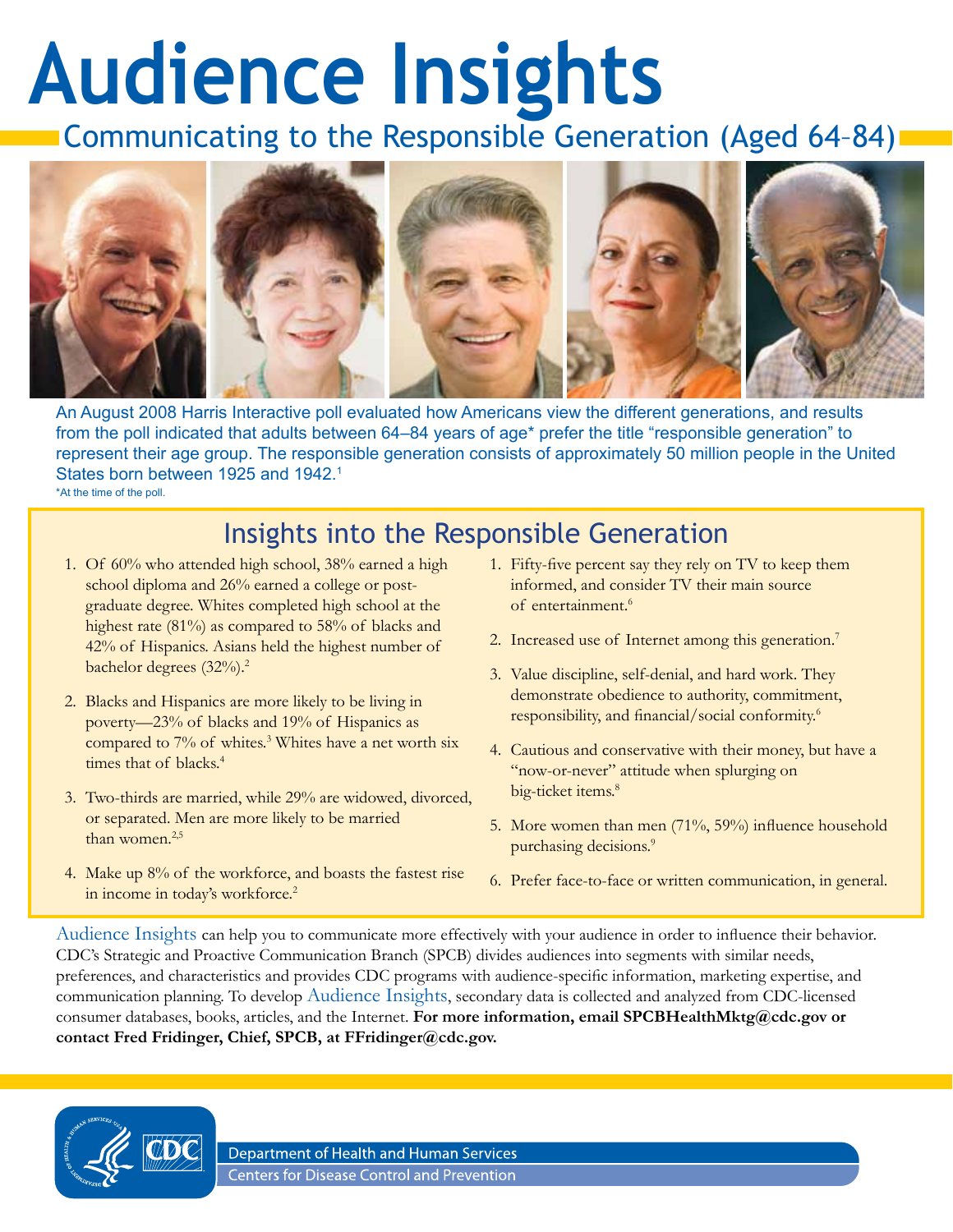# Audience Insights

## Communicating to the Responsible Generation (Aged 64–84)

An August 2008 Harris Interactive poll evaluated how Americans view the different generations, and results from the poll indicated that adults between 64–84 years of age* prefer the title "responsible generation" to represent their age group. The responsible generation consists of approximately 50 million people in the United States born between 1925 and 1942.[1]

*At the time of the poll.

## Insights into the Responsible Generation

1. Of 60% who attended high school, 38% earned a high school diploma and 26% earned a college or post-graduate degree. Whites completed high school at the highest rate (81%) as compared to 58% of blacks and 42% of Hispanics. Asians held the highest number of bachelor degrees (32%).[2]
2. Blacks and Hispanics are more likely to be living in poverty—23% of blacks and 19% of Hispanics as compared to 7% of whites.[3] Whites have a net worth six times that of blacks.[4]
3. Two-thirds are married, while 29% are widowed, divorced, or separated. Men are more likely to be married than women.[2,5]
4. Make up 8% of the workforce, and boasts the fastest rise in income in today's workforce.[2]

1. Fifty-five percent say they rely on TV to keep them informed, and consider TV their main source of entertainment.[6]
2. Increased use of Internet among this generation.[7]
3. Value discipline, self-denial, and hard work. They demonstrate obedience to authority, commitment, responsibility, and financial/social conformity.[6]
4. Cautious and conservative with their money, but have a "now-or-never" attitude when splurging on big-ticket items.[8]
5. More women than men (71%, 59%) influence household purchasing decisions.[9]
6. Prefer face-to-face or written communication, in general.

Audience Insights can help you to communicate more effectively with your audience in order to influence their behavior. CDC's Strategic and Proactive Communication Branch (SPCB) divides audiences into segments with similar needs, preferences, and characteristics and provides CDC programs with audience-specific information, marketing expertise, and communication planning. To develop Audience Insights, secondary data is collected and analyzed from CDC-licensed consumer databases, books, articles, and the Internet. **For more information, email SPCBHealthMktg@cdc.gov or contact Fred Fridinger, Chief, SPCB, at FFridinger@cdc.gov.**

Department of Health and Human Services
Centers for Disease Control and Prevention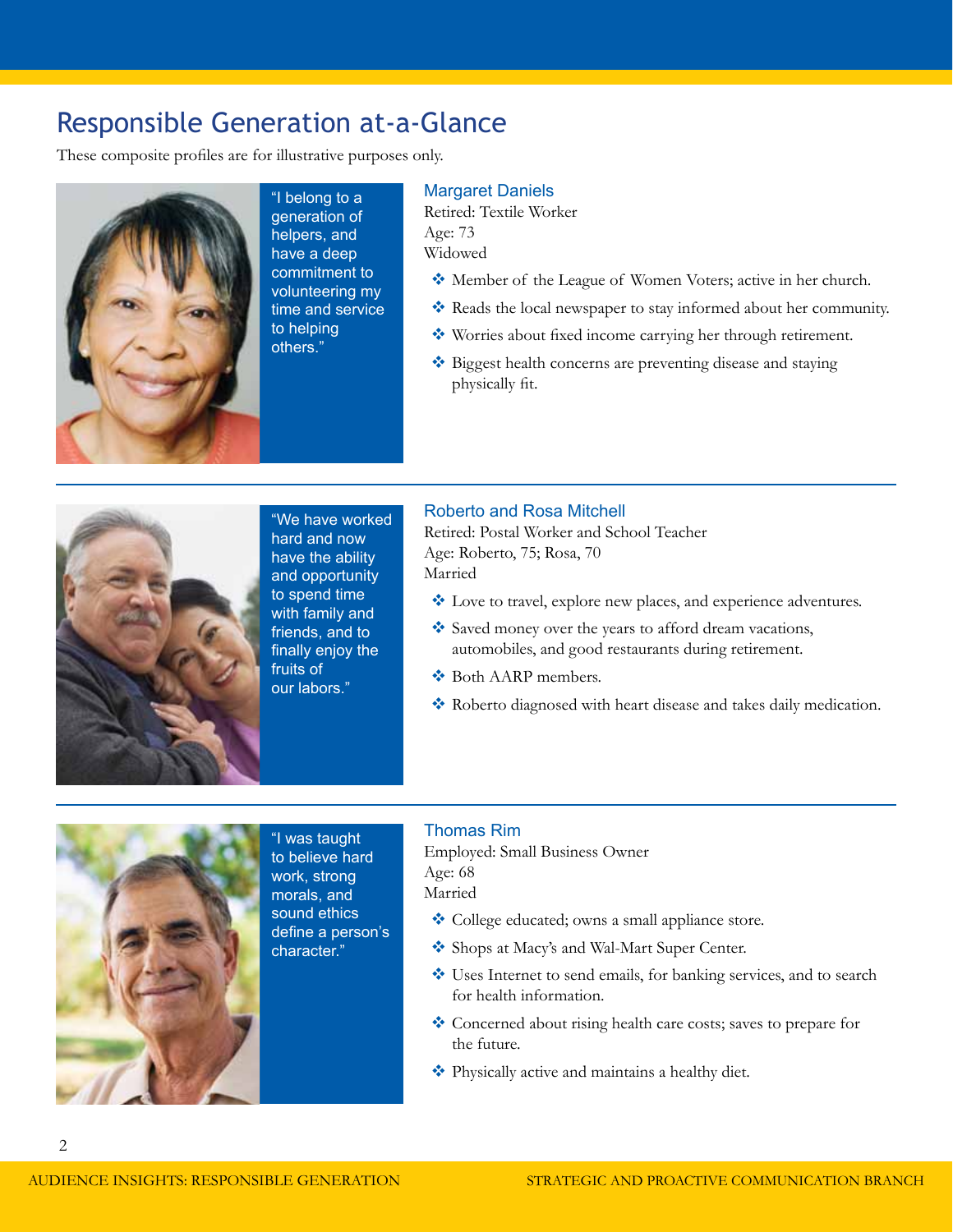# Responsible Generation at-a-Glance

These composite profiles are for illustrative purposes only.

"I belong to a generation of helpers, and have a deep commitment to volunteering my time and service to helping others."

### Margaret Daniels

Retired: Textile Worker
Age: 73
Widowed

- Member of the League of Women Voters; active in her church.
- Reads the local newspaper to stay informed about her community.
- Worries about fixed income carrying her through retirement.
- Biggest health concerns are preventing disease and staying physically fit.

---

"We have worked hard and now have the ability and opportunity to spend time with family and friends, and to finally enjoy the fruits of our labors."

### Roberto and Rosa Mitchell

Retired: Postal Worker and School Teacher
Age: Roberto, 75; Rosa, 70
Married

- Love to travel, explore new places, and experience adventures.
- Saved money over the years to afford dream vacations, automobiles, and good restaurants during retirement.
- Both AARP members.
- Roberto diagnosed with heart disease and takes daily medication.

---

"I was taught to believe hard work, strong morals, and sound ethics define a person's character."

### Thomas Rim

Employed: Small Business Owner
Age: 68
Married

- College educated; owns a small appliance store.
- Shops at Macy's and Wal-Mart Super Center.
- Uses Internet to send emails, for banking services, and to search for health information.
- Concerned about rising health care costs; saves to prepare for the future.
- Physically active and maintains a healthy diet.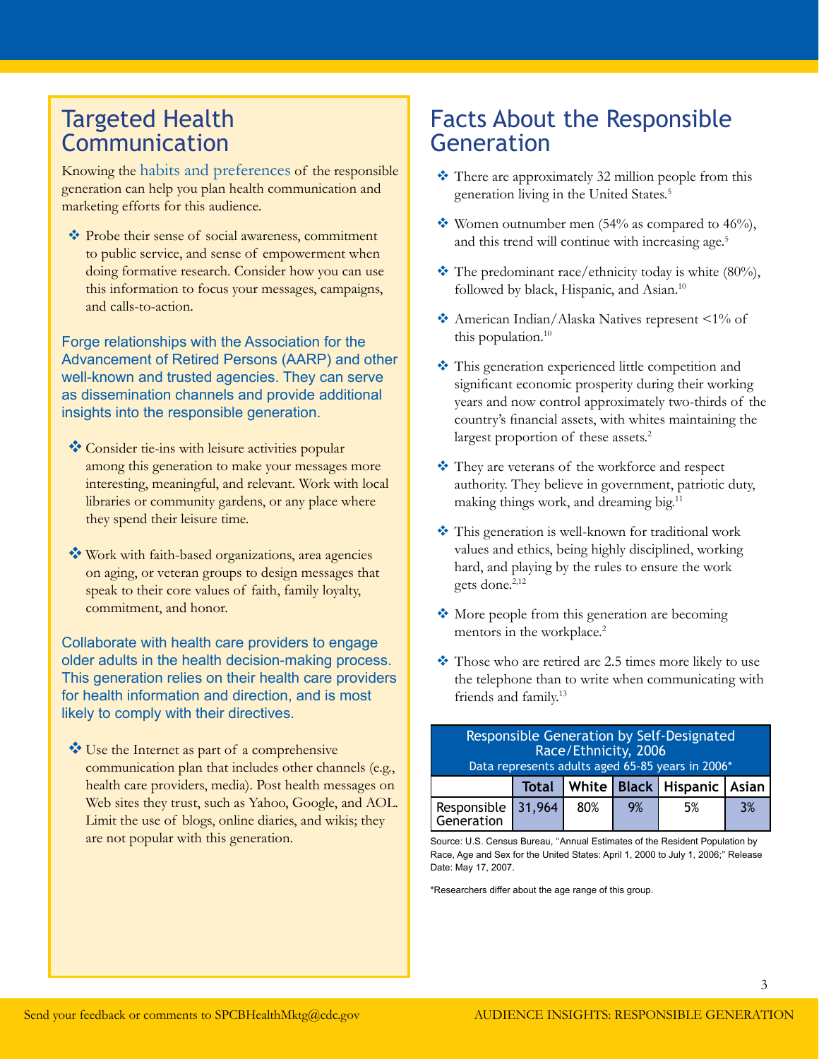## Targeted Health Communication

Knowing the habits and preferences of the responsible generation can help you plan health communication and marketing efforts for this audience.

- Probe their sense of social awareness, commitment to public service, and sense of empowerment when doing formative research. Consider how you can use this information to focus your messages, campaigns, and calls-to-action.

Forge relationships with the Association for the Advancement of Retired Persons (AARP) and other well-known and trusted agencies. They can serve as dissemination channels and provide additional insights into the responsible generation.

- Consider tie-ins with leisure activities popular among this generation to make your messages more interesting, meaningful, and relevant. Work with local libraries or community gardens, or any place where they spend their leisure time.

- Work with faith-based organizations, area agencies on aging, or veteran groups to design messages that speak to their core values of faith, family loyalty, commitment, and honor.

Collaborate with health care providers to engage older adults in the health decision-making process. This generation relies on their health care providers for health information and direction, and is most likely to comply with their directives.

- Use the Internet as part of a comprehensive communication plan that includes other channels (e.g., health care providers, media). Post health messages on Web sites they trust, such as Yahoo, Google, and AOL. Limit the use of blogs, online diaries, and wikis; they are not popular with this generation.

## Facts About the Responsible Generation

- There are approximately 32 million people from this generation living in the United States.[5]
- Women outnumber men (54% as compared to 46%), and this trend will continue with increasing age.[5]
- The predominant race/ethnicity today is white (80%), followed by black, Hispanic, and Asian.[10]
- American Indian/Alaska Natives represent <1% of this population.[10]
- This generation experienced little competition and significant economic prosperity during their working years and now control approximately two-thirds of the country's financial assets, with whites maintaining the largest proportion of these assets.[2]
- They are veterans of the workforce and respect authority. They believe in government, patriotic duty, making things work, and dreaming big.[11]
- This generation is well-known for traditional work values and ethics, being highly disciplined, working hard, and playing by the rules to ensure the work gets done.[2,12]
- More people from this generation are becoming mentors in the workplace.[2]
- Those who are retired are 2.5 times more likely to use the telephone than to write when communicating with friends and family.[13]

**Responsible Generation by Self-Designated Race/Ethnicity, 2006**
Data represents adults aged 65-85 years in 2006*

| | Total | White | Black | Hispanic | Asian |
|---|---|---|---|---|---|
| Responsible Generation | 31,964 | 80% | 9% | 5% | 3% |

Source: U.S. Census Bureau, "Annual Estimates of the Resident Population by Race, Age and Sex for the United States: April 1, 2000 to July 1, 2006;" Release Date: May 17, 2007.

*Researchers differ about the age range of this group.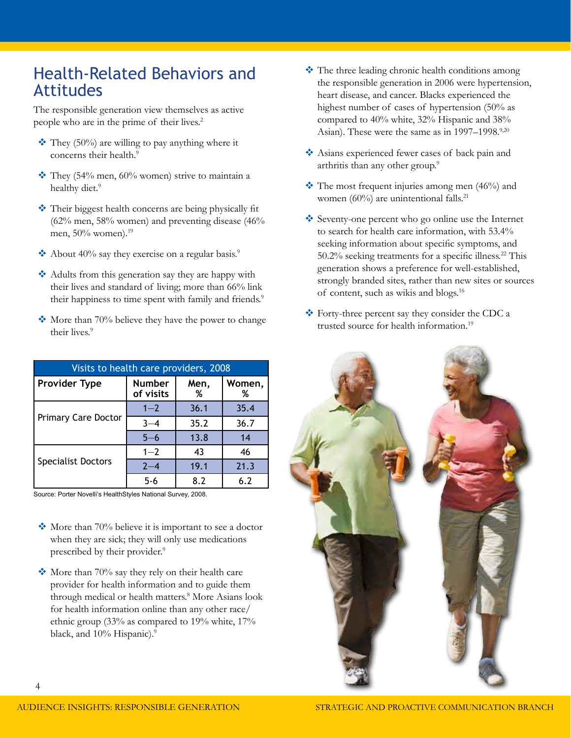## Health-Related Behaviors and Attitudes

The responsible generation view themselves as active people who are in the prime of their lives.[2]

- They (50%) are willing to pay anything where it concerns their health.[9]
- They (54% men, 60% women) strive to maintain a healthy diet.[9]
- Their biggest health concerns are being physically fit (62% men, 58% women) and preventing disease (46% men, 50% women).[19]
- About 40% say they exercise on a regular basis.[9]
- Adults from this generation say they are happy with their lives and standard of living; more than 66% link their happiness to time spent with family and friends.[9]
- More than 70% believe they have the power to change their lives.[9]

| Visits to health care providers, 2008 | | | |
|---|---|---|---|
| **Provider Type** | **Number of visits** | **Men, %** | **Women, %** |
| Primary Care Doctor | 1–2 | 36.1 | 35.4 |
| | 3–4 | 35.2 | 36.7 |
| | 5–6 | 13.8 | 14 |
| Specialist Doctors | 1–2 | 43 | 46 |
| | 2–4 | 19.1 | 21.3 |
| | 5-6 | 8.2 | 6.2 |

Source: Porter Novelli's HealthStyles National Survey, 2008.

- More than 70% believe it is important to see a doctor when they are sick; they will only use medications prescribed by their provider.[9]
- More than 70% say they rely on their health care provider for health information and to guide them through medical or health matters.[8] More Asians look for health information online than any other race/ethnic group (33% as compared to 19% white, 17% black, and 10% Hispanic).[9]
- The three leading chronic health conditions among the responsible generation in 2006 were hypertension, heart disease, and cancer. Blacks experienced the highest number of cases of hypertension (50% as compared to 40% white, 32% Hispanic and 38% Asian). These were the same as in 1997–1998.[9,20]
- Asians experienced fewer cases of back pain and arthritis than any other group.[9]
- The most frequent injuries among men (46%) and women (60%) are unintentional falls.[21]
- Seventy-one percent who go online use the Internet to search for health care information, with 53.4% seeking information about specific symptoms, and 50.2% seeking treatments for a specific illness.[22] This generation shows a preference for well-established, strongly branded sites, rather than new sites or sources of content, such as wikis and blogs.[16]
- Forty-three percent say they consider the CDC a trusted source for health information.[19]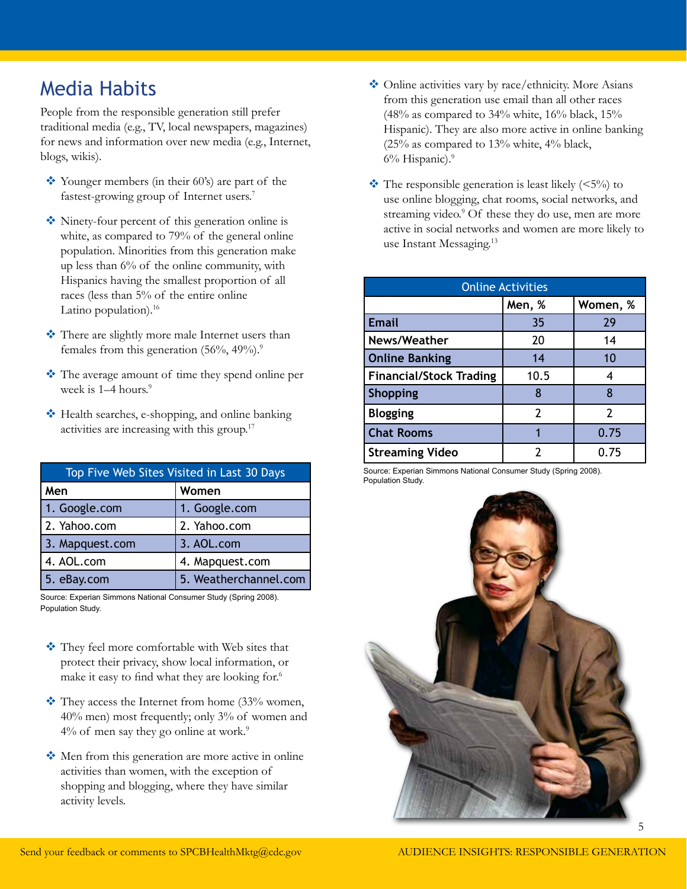## Media Habits

People from the responsible generation still prefer traditional media (e.g., TV, local newspapers, magazines) for news and information over new media (e.g., Internet, blogs, wikis).

- Younger members (in their 60's) are part of the fastest-growing group of Internet users.[7]
- Ninety-four percent of this generation online is white, as compared to 79% of the general online population. Minorities from this generation make up less than 6% of the online community, with Hispanics having the smallest proportion of all races (less than 5% of the entire online Latino population).[16]
- There are slightly more male Internet users than females from this generation (56%, 49%).[9]
- The average amount of time they spend online per week is 1–4 hours.[9]
- Health searches, e-shopping, and online banking activities are increasing with this group.[17]

| Top Five Web Sites Visited in Last 30 Days | |
|---|---|
| **Men** | **Women** |
| 1. Google.com | 1. Google.com |
| 2. Yahoo.com | 2. Yahoo.com |
| 3. Mapquest.com | 3. AOL.com |
| 4. AOL.com | 4. Mapquest.com |
| 5. eBay.com | 5. Weatherchannel.com |

Source: Experian Simmons National Consumer Study (Spring 2008). Population Study.

- They feel more comfortable with Web sites that protect their privacy, show local information, or make it easy to find what they are looking for.[6]
- They access the Internet from home (33% women, 40% men) most frequently; only 3% of women and 4% of men say they go online at work.[9]
- Men from this generation are more active in online activities than women, with the exception of shopping and blogging, where they have similar activity levels.
- Online activities vary by race/ethnicity. More Asians from this generation use email than all other races (48% as compared to 34% white, 16% black, 15% Hispanic). They are also more active in online banking (25% as compared to 13% white, 4% black, 6% Hispanic).[9]
- The responsible generation is least likely (<5%) to use online blogging, chat rooms, social networks, and streaming video.[9] Of these they do use, men are more active in social networks and women are more likely to use Instant Messaging.[13]

| Online Activities | | |
|---|---|---|
| | **Men, %** | **Women, %** |
| **Email** | 35 | 29 |
| **News/Weather** | 20 | 14 |
| **Online Banking** | 14 | 10 |
| **Financial/Stock Trading** | 10.5 | 4 |
| **Shopping** | 8 | 8 |
| **Blogging** | 2 | 2 |
| **Chat Rooms** | 1 | 0.75 |
| **Streaming Video** | 2 | 0.75 |

Source: Experian Simmons National Consumer Study (Spring 2008). Population Study.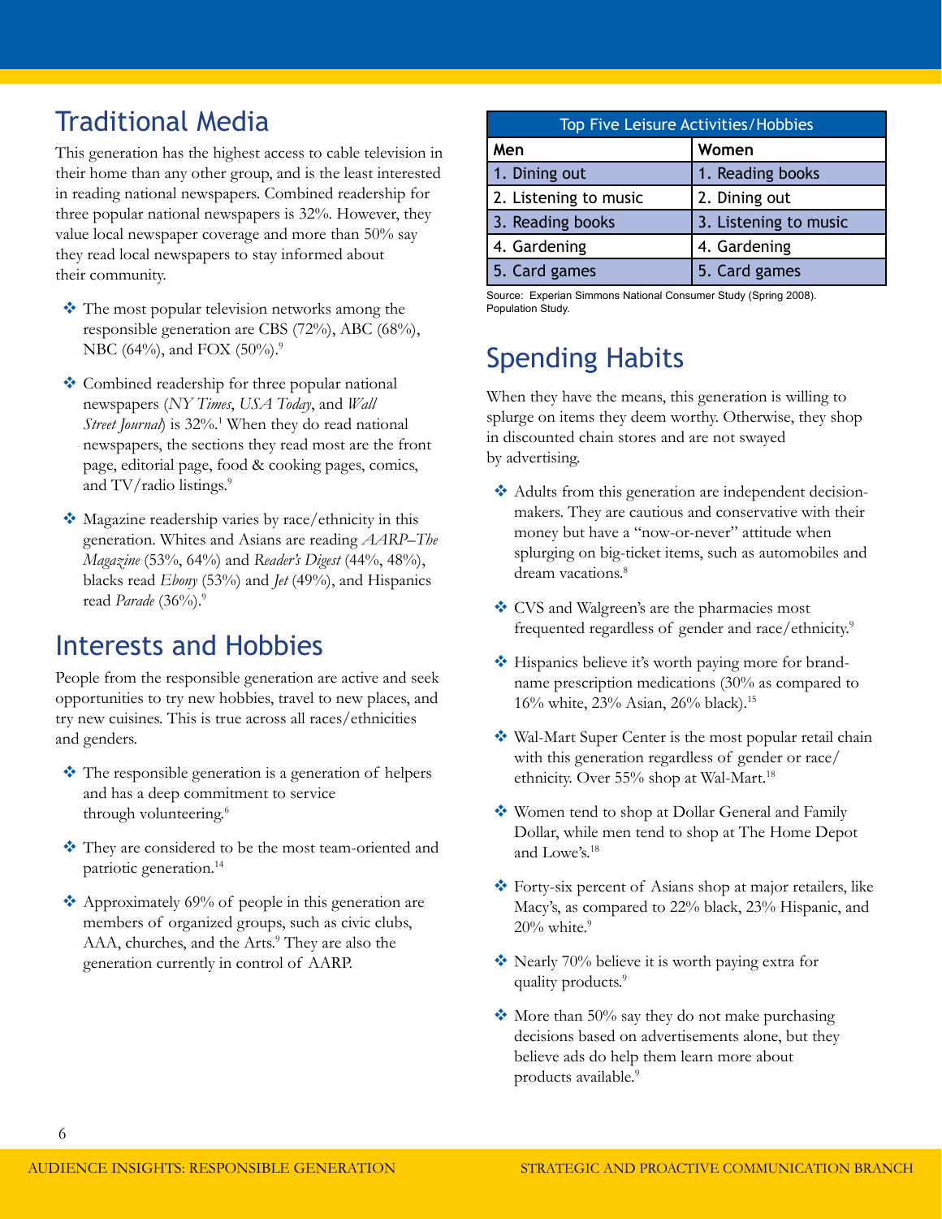## Traditional Media

This generation has the highest access to cable television in their home than any other group, and is the least interested in reading national newspapers. Combined readership for three popular national newspapers is 32%. However, they value local newspaper coverage and more than 50% say they read local newspapers to stay informed about their community.

- The most popular television networks among the responsible generation are CBS (72%), ABC (68%), NBC (64%), and FOX (50%).[9]
- Combined readership for three popular national newspapers (*NY Times*, *USA Today*, and *Wall Street Journal*) is 32%.[1] When they do read national newspapers, the sections they read most are the front page, editorial page, food & cooking pages, comics, and TV/radio listings.[9]
- Magazine readership varies by race/ethnicity in this generation. Whites and Asians are reading *AARP–The Magazine* (53%, 64%) and *Reader's Digest* (44%, 48%), blacks read *Ebony* (53%) and *Jet* (49%), and Hispanics read *Parade* (36%).[9]

## Interests and Hobbies

People from the responsible generation are active and seek opportunities to try new hobbies, travel to new places, and try new cuisines. This is true across all races/ethnicities and genders.

- The responsible generation is a generation of helpers and has a deep commitment to service through volunteering.[6]
- They are considered to be the most team-oriented and patriotic generation.[14]
- Approximately 69% of people in this generation are members of organized groups, such as civic clubs, AAA, churches, and the Arts.[9] They are also the generation currently in control of AARP.

| Top Five Leisure Activities/Hobbies | |
|---|---|
| **Men** | **Women** |
| 1. Dining out | 1. Reading books |
| 2. Listening to music | 2. Dining out |
| 3. Reading books | 3. Listening to music |
| 4. Gardening | 4. Gardening |
| 5. Card games | 5. Card games |

Source: Experian Simmons National Consumer Study (Spring 2008). Population Study.

## Spending Habits

When they have the means, this generation is willing to splurge on items they deem worthy. Otherwise, they shop in discounted chain stores and are not swayed by advertising.

- Adults from this generation are independent decision-makers. They are cautious and conservative with their money but have a "now-or-never" attitude when splurging on big-ticket items, such as automobiles and dream vacations.[8]
- CVS and Walgreen's are the pharmacies most frequented regardless of gender and race/ethnicity.[9]
- Hispanics believe it's worth paying more for brand-name prescription medications (30% as compared to 16% white, 23% Asian, 26% black).[15]
- Wal-Mart Super Center is the most popular retail chain with this generation regardless of gender or race/ethnicity. Over 55% shop at Wal-Mart.[18]
- Women tend to shop at Dollar General and Family Dollar, while men tend to shop at The Home Depot and Lowe's.[18]
- Forty-six percent of Asians shop at major retailers, like Macy's, as compared to 22% black, 23% Hispanic, and 20% white.[9]
- Nearly 70% believe it is worth paying extra for quality products.[9]
- More than 50% say they do not make purchasing decisions based on advertisements alone, but they believe ads do help them learn more about products available.[9]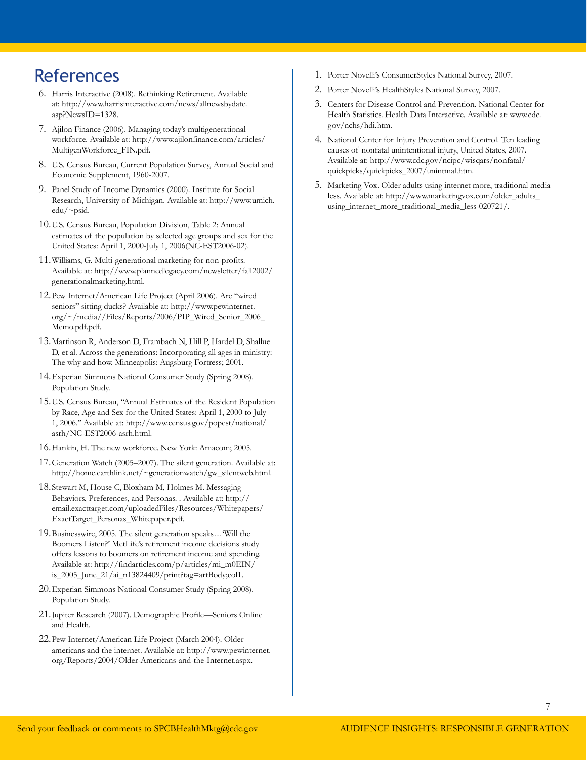## References

1. Porter Novelli's ConsumerStyles National Survey, 2007.
2. Porter Novelli's HealthStyles National Survey, 2007.
3. Centers for Disease Control and Prevention. National Center for Health Statistics. Health Data Interactive. Available at: www.cdc.gov/nchs/hdi.htm.
4. National Center for Injury Prevention and Control. Ten leading causes of nonfatal unintentional injury, United States, 2007. Available at: http://www.cdc.gov/ncipc/wisqars/nonfatal/quickpicks/quickpicks_2007/unintmal.htm.
5. Marketing Vox. Older adults using internet more, traditional media less. Available at: http://www.marketingvox.com/older_adults_using_internet_more_traditional_media_less-020721/.
6. Harris Interactive (2008). Rethinking Retirement. Available at: http://www.harrisinteractive.com/news/allnewsbydate.asp?NewsID=1328.
7. Ajilon Finance (2006). Managing today's multigenerational workforce. Available at: http://www.ajilonfinance.com/articles/MultigenWorkforce_FIN.pdf.
8. U.S. Census Bureau, Current Population Survey, Annual Social and Economic Supplement, 1960-2007.
9. Panel Study of Income Dynamics (2000). Institute for Social Research, University of Michigan. Available at: http://www.umich.edu/~psid.
10. U.S. Census Bureau, Population Division, Table 2: Annual estimates of the population by selected age groups and sex for the United States: April 1, 2000-July 1, 2006(NC-EST2006-02).
11. Williams, G. Multi-generational marketing for non-profits. Available at: http://www.plannedlegacy.com/newsletter/fall2002/generationalmarketing.html.
12. Pew Internet/American Life Project (April 2006). Are "wired seniors" sitting ducks? Available at: http://www.pewinternet.org/~/media//Files/Reports/2006/PIP_Wired_Senior_2006_Memo.pdf.pdf.
13. Martinson R, Anderson D, Frambach N, Hill P, Hardel D, Shallue D, et al. Across the generations: Incorporating all ages in ministry: The why and how. Minneapolis: Augsburg Fortress; 2001.
14. Experian Simmons National Consumer Study (Spring 2008). Population Study.
15. U.S. Census Bureau, "Annual Estimates of the Resident Population by Race, Age and Sex for the United States: April 1, 2000 to July 1, 2006." Available at: http://www.census.gov/popest/national/asrh/NC-EST2006-asrh.html.
16. Hankin, H. The new workforce. New York: Amacom; 2005.
17. Generation Watch (2005–2007). The silent generation. Available at: http://home.earthlink.net/~generationwatch/gw_silentweb.html.
18. Stewart M, House C, Bloxham M, Holmes M. Messaging Behaviors, Preferences, and Personas. . Available at: http://email.exacttarget.com/uploadedFiles/Resources/Whitepapers/ExactTarget_Personas_Whitepaper.pdf.
19. Businesswire, 2005. The silent generation speaks…'Will the Boomers Listen?' MetLife's retirement income decisions study offers lessons to boomers on retirement income and spending. Available at: http://findarticles.com/p/articles/mi_m0EIN/is_2005_June_21/ai_n13824409/print?tag=artBody;col1.
20. Experian Simmons National Consumer Study (Spring 2008). Population Study.
21. Jupiter Research (2007). Demographic Profile—Seniors Online and Health.
22. Pew Internet/American Life Project (March 2004). Older americans and the internet. Available at: http://www.pewinternet.org/Reports/2004/Older-Americans-and-the-Internet.aspx.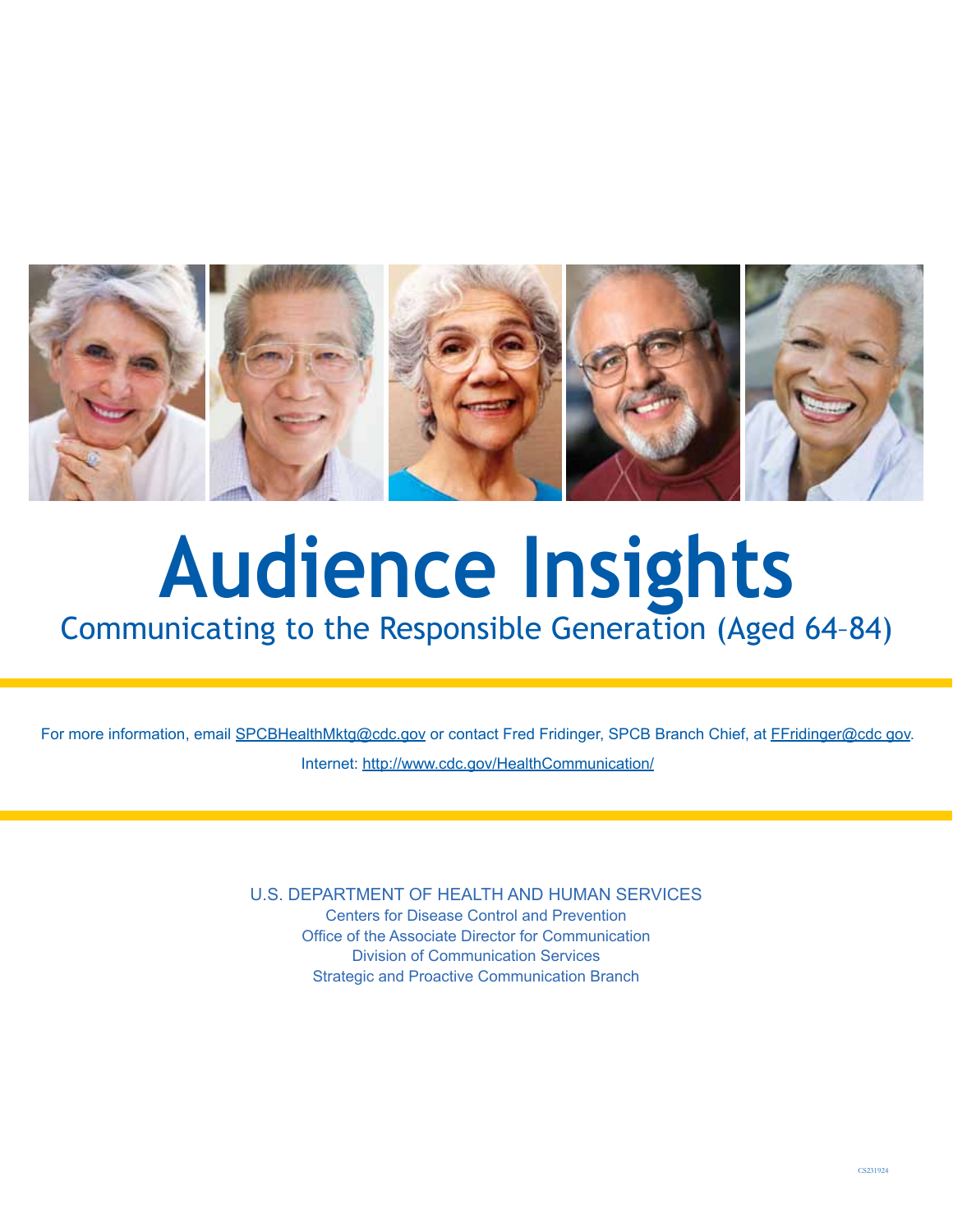# Audience Insights

## Communicating to the Responsible Generation (Aged 64–84)

For more information, email SPCBHealthMktg@cdc.gov or contact Fred Fridinger, SPCB Branch Chief, at FFridinger@cdc.gov.

Internet: http://www.cdc.gov/HealthCommunication/

U.S. DEPARTMENT OF HEALTH AND HUMAN SERVICES
Centers for Disease Control and Prevention
Office of the Associate Director for Communication
Division of Communication Services
Strategic and Proactive Communication Branch

CS231924